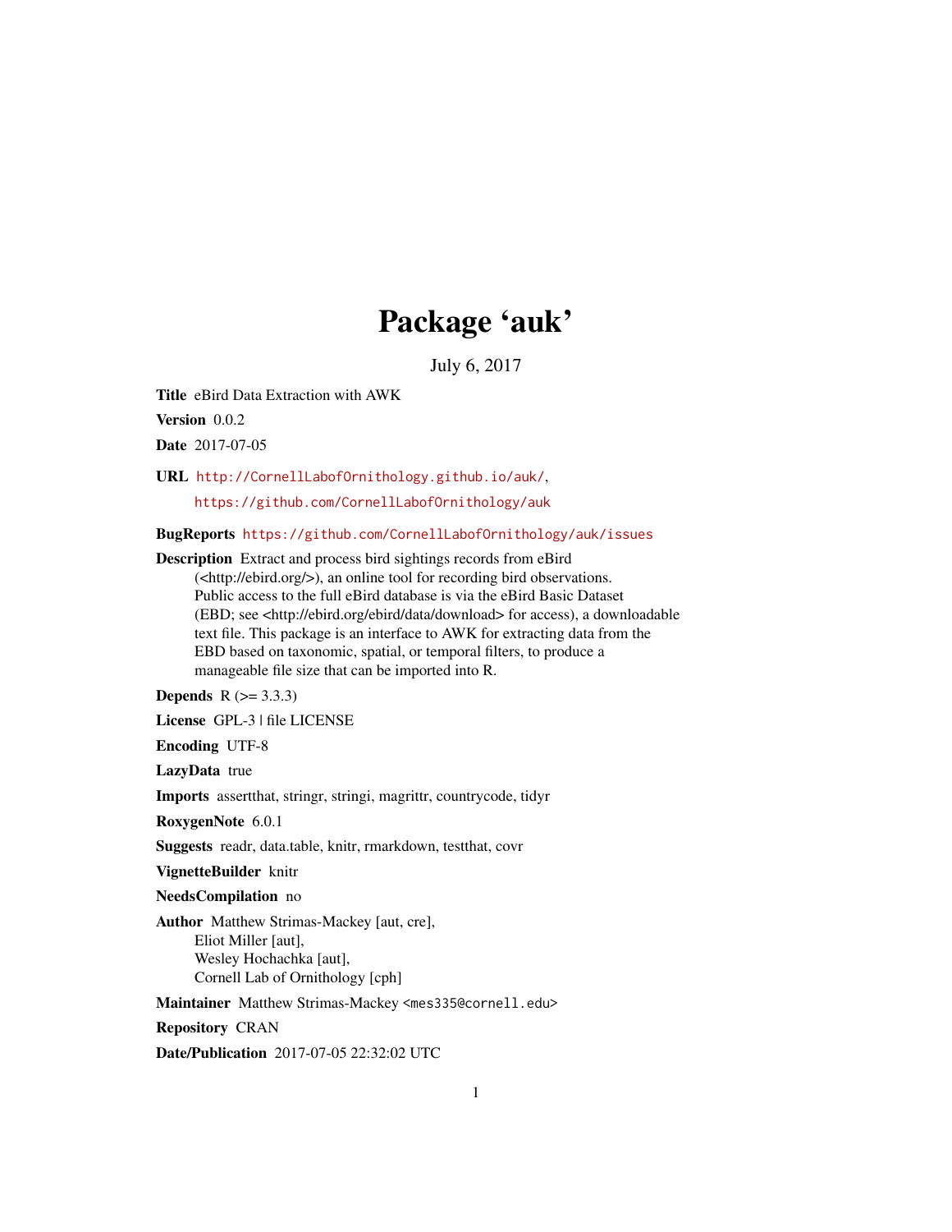# Package 'auk'

July 6, 2017

**Title** eBird Data Extraction with AWK

**Version** 0.0.2

**Date** 2017-07-05

**URL** http://CornellLabofOrnithology.github.io/auk/,
https://github.com/CornellLabofOrnithology/auk

**BugReports** https://github.com/CornellLabofOrnithology/auk/issues

**Description** Extract and process bird sightings records from eBird (<http://ebird.org/>), an online tool for recording bird observations. Public access to the full eBird database is via the eBird Basic Dataset (EBD; see <http://ebird.org/ebird/data/download> for access), a downloadable text file. This package is an interface to AWK for extracting data from the EBD based on taxonomic, spatial, or temporal filters, to produce a manageable file size that can be imported into R.

**Depends** R (>= 3.3.3)

**License** GPL-3 | file LICENSE

**Encoding** UTF-8

**LazyData** true

**Imports** assertthat, stringr, stringi, magrittr, countrycode, tidyr

**RoxygenNote** 6.0.1

**Suggests** readr, data.table, knitr, rmarkdown, testthat, covr

**VignetteBuilder** knitr

**NeedsCompilation** no

**Author** Matthew Strimas-Mackey [aut, cre],
Eliot Miller [aut],
Wesley Hochachka [aut],
Cornell Lab of Ornithology [cph]

**Maintainer** Matthew Strimas-Mackey <mes335@cornell.edu>

**Repository** CRAN

**Date/Publication** 2017-07-05 22:32:02 UTC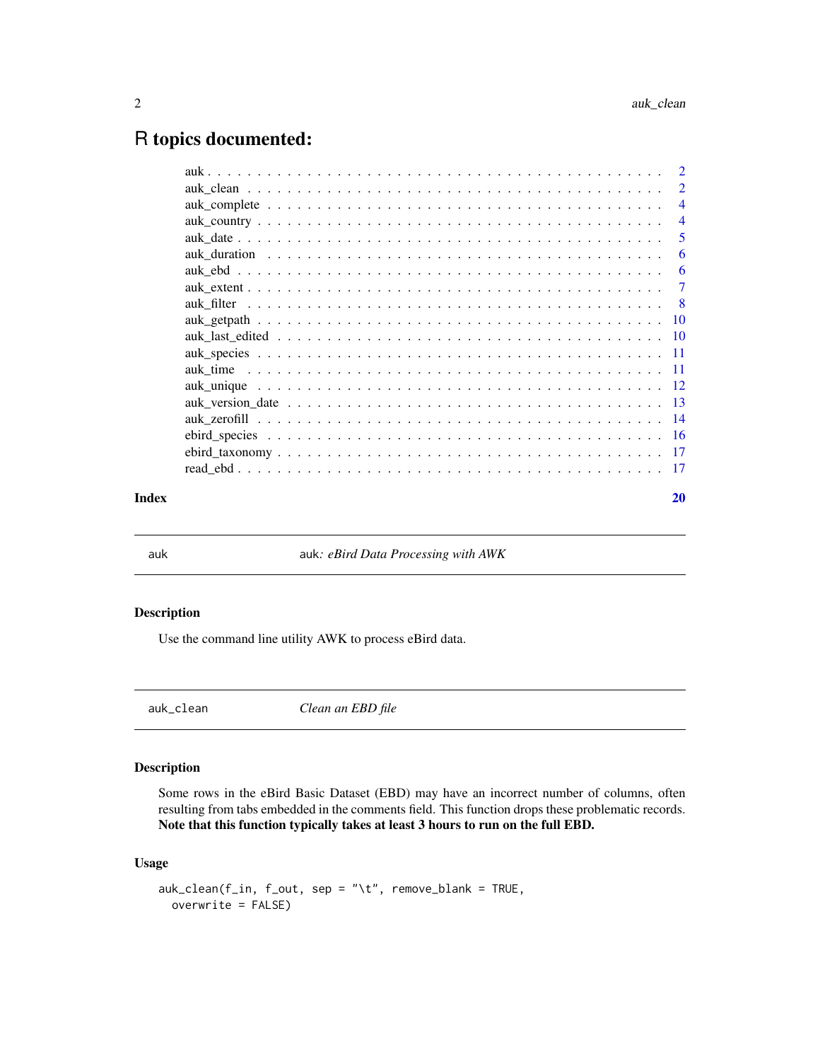# R topics documented:

| | |
|---|---|
| auk | 2 |
| auk_clean | 2 |
| auk_complete | 4 |
| auk_country | 4 |
| auk_date | 5 |
| auk_duration | 6 |
| auk_ebd | 6 |
| auk_extent | 7 |
| auk_filter | 8 |
| auk_getpath | 10 |
| auk_last_edited | 10 |
| auk_species | 11 |
| auk_time | 11 |
| auk_unique | 12 |
| auk_version_date | 13 |
| auk_zerofill | 14 |
| ebird_species | 16 |
| ebird_taxonomy | 17 |
| read_ebd | 17 |

**Index** 20

---

auk — *auk: eBird Data Processing with AWK*

---

### Description

Use the command line utility AWK to process eBird data.

---

auk_clean — *Clean an EBD file*

---

### Description

Some rows in the eBird Basic Dataset (EBD) may have an incorrect number of columns, often resulting from tabs embedded in the comments field. This function drops these problematic records. **Note that this function typically takes at least 3 hours to run on the full EBD.**

### Usage

```
auk_clean(f_in, f_out, sep = "\t", remove_blank = TRUE,
  overwrite = FALSE)
```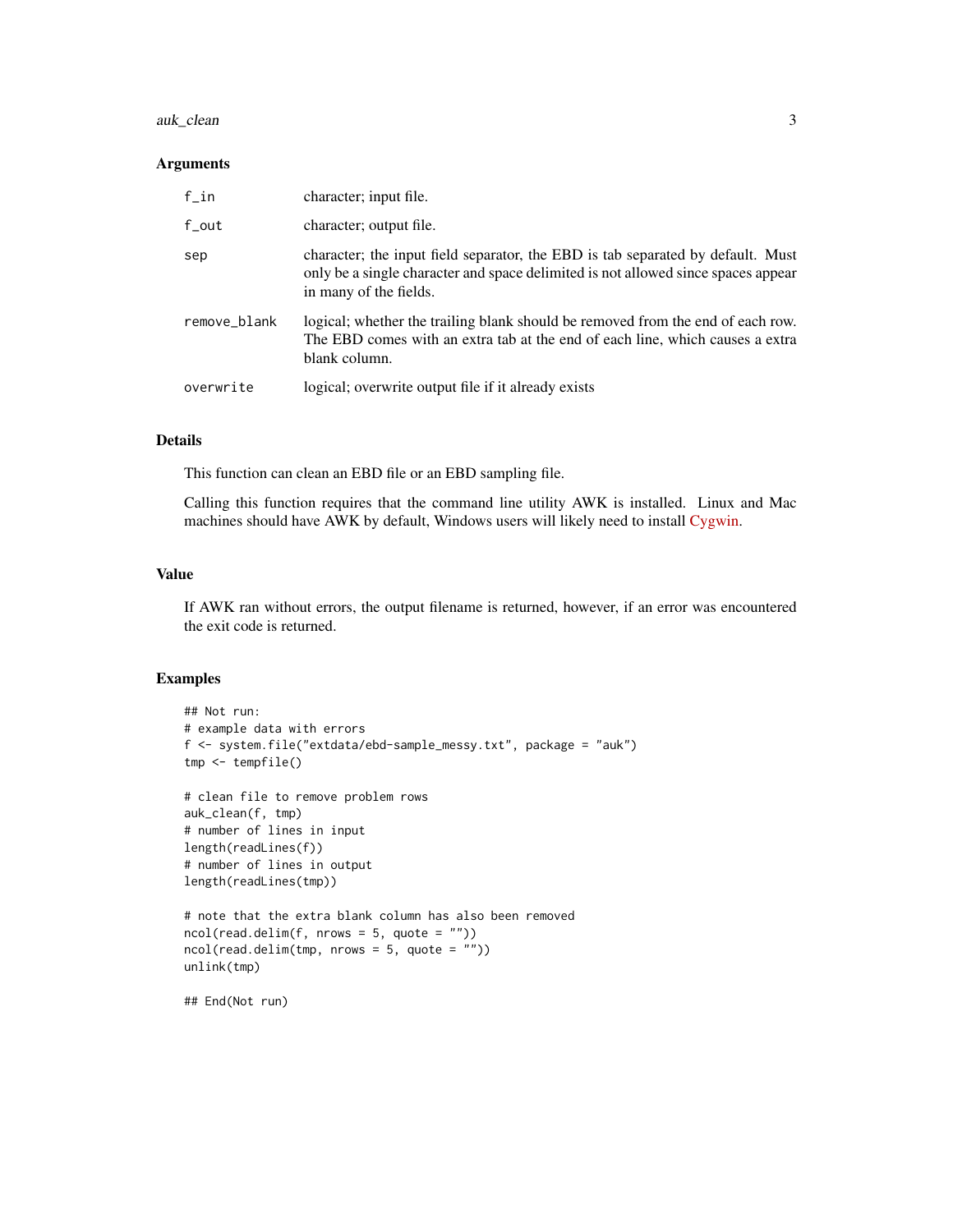### Arguments

| | |
|---|---|
| `f_in` | character; input file. |
| `f_out` | character; output file. |
| `sep` | character; the input field separator, the EBD is tab separated by default. Must only be a single character and space delimited is not allowed since spaces appear in many of the fields. |
| `remove_blank` | logical; whether the trailing blank should be removed from the end of each row. The EBD comes with an extra tab at the end of each line, which causes a extra blank column. |
| `overwrite` | logical; overwrite output file if it already exists |

### Details

This function can clean an EBD file or an EBD sampling file.

Calling this function requires that the command line utility AWK is installed. Linux and Mac machines should have AWK by default, Windows users will likely need to install Cygwin.

### Value

If AWK ran without errors, the output filename is returned, however, if an error was encountered the exit code is returned.

### Examples

```
## Not run:
# example data with errors
f <- system.file("extdata/ebd-sample_messy.txt", package = "auk")
tmp <- tempfile()

# clean file to remove problem rows
auk_clean(f, tmp)
# number of lines in input
length(readLines(f))
# number of lines in output
length(readLines(tmp))

# note that the extra blank column has also been removed
ncol(read.delim(f, nrows = 5, quote = ""))
ncol(read.delim(tmp, nrows = 5, quote = ""))
unlink(tmp)

## End(Not run)
```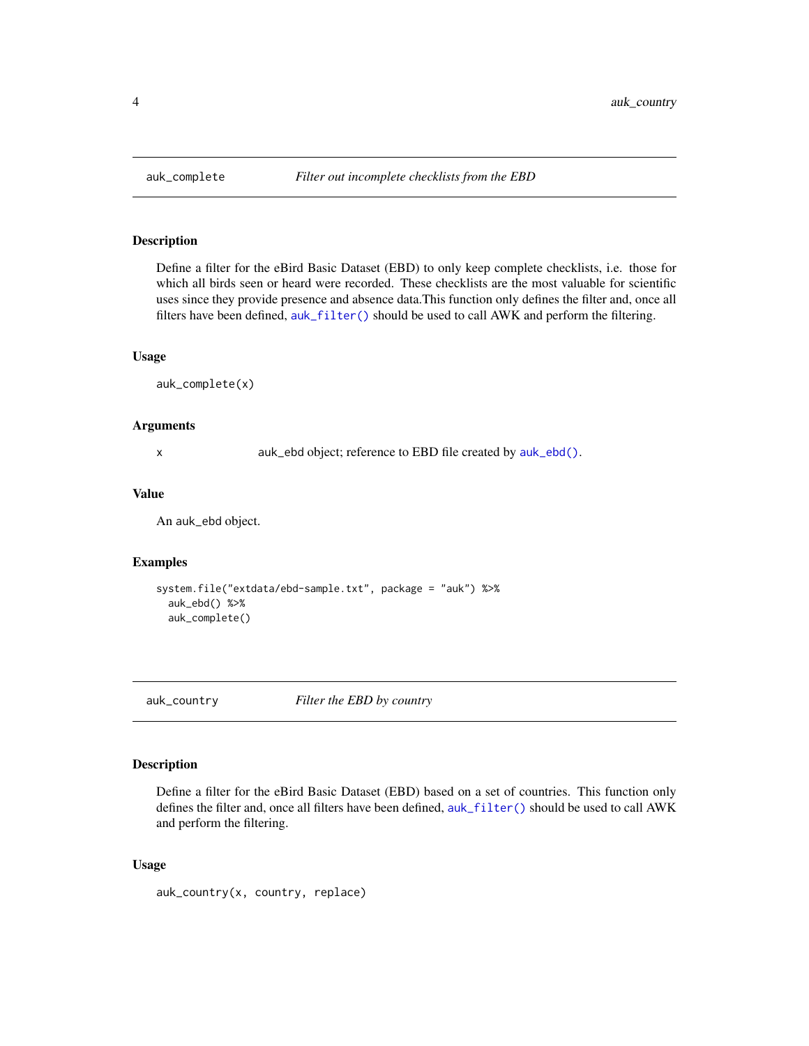## auk_complete — *Filter out incomplete checklists from the EBD*

### Description

Define a filter for the eBird Basic Dataset (EBD) to only keep complete checklists, i.e. those for which all birds seen or heard were recorded. These checklists are the most valuable for scientific uses since they provide presence and absence data.This function only defines the filter and, once all filters have been defined, `auk_filter()` should be used to call AWK and perform the filtering.

### Usage

```
auk_complete(x)
```

### Arguments

| | |
|---|---|
| `x` | auk_ebd object; reference to EBD file created by `auk_ebd()`. |

### Value

An auk_ebd object.

### Examples

```
system.file("extdata/ebd-sample.txt", package = "auk") %>%
  auk_ebd() %>%
  auk_complete()
```

## auk_country — *Filter the EBD by country*

### Description

Define a filter for the eBird Basic Dataset (EBD) based on a set of countries. This function only defines the filter and, once all filters have been defined, `auk_filter()` should be used to call AWK and perform the filtering.

### Usage

```
auk_country(x, country, replace)
```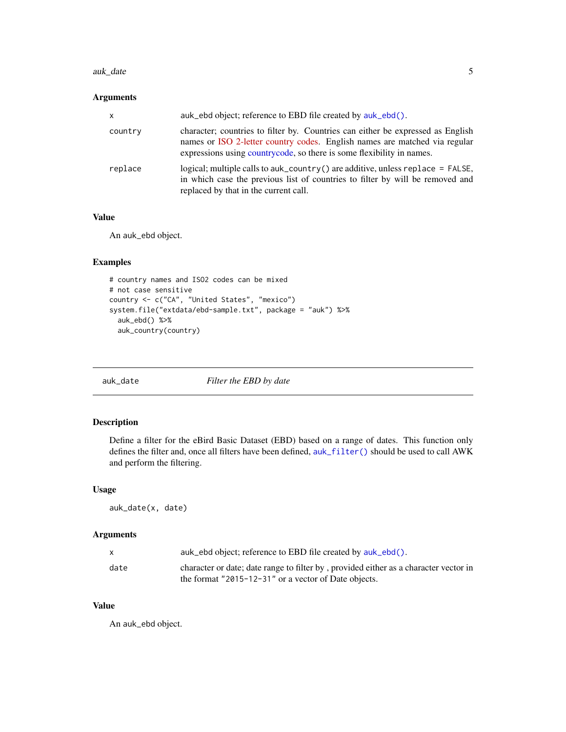### Arguments

| | |
|---|---|
| x | auk_ebd object; reference to EBD file created by auk_ebd(). |
| country | character; countries to filter by. Countries can either be expressed as English names or ISO 2-letter country codes. English names are matched via regular expressions using countrycode, so there is some flexibility in names. |
| replace | logical; multiple calls to auk_country() are additive, unless replace = FALSE, in which case the previous list of countries to filter by will be removed and replaced by that in the current call. |

### Value

An auk_ebd object.

### Examples

```
# country names and ISO2 codes can be mixed
# not case sensitive
country <- c("CA", "United States", "mexico")
system.file("extdata/ebd-sample.txt", package = "auk") %>%
  auk_ebd() %>%
  auk_country(country)
```

---

## auk_date — *Filter the EBD by date*

---

### Description

Define a filter for the eBird Basic Dataset (EBD) based on a range of dates. This function only defines the filter and, once all filters have been defined, auk_filter() should be used to call AWK and perform the filtering.

### Usage

```
auk_date(x, date)
```

### Arguments

| | |
|---|---|
| x | auk_ebd object; reference to EBD file created by auk_ebd(). |
| date | character or date; date range to filter by , provided either as a character vector in the format "2015-12-31" or a vector of Date objects. |

### Value

An auk_ebd object.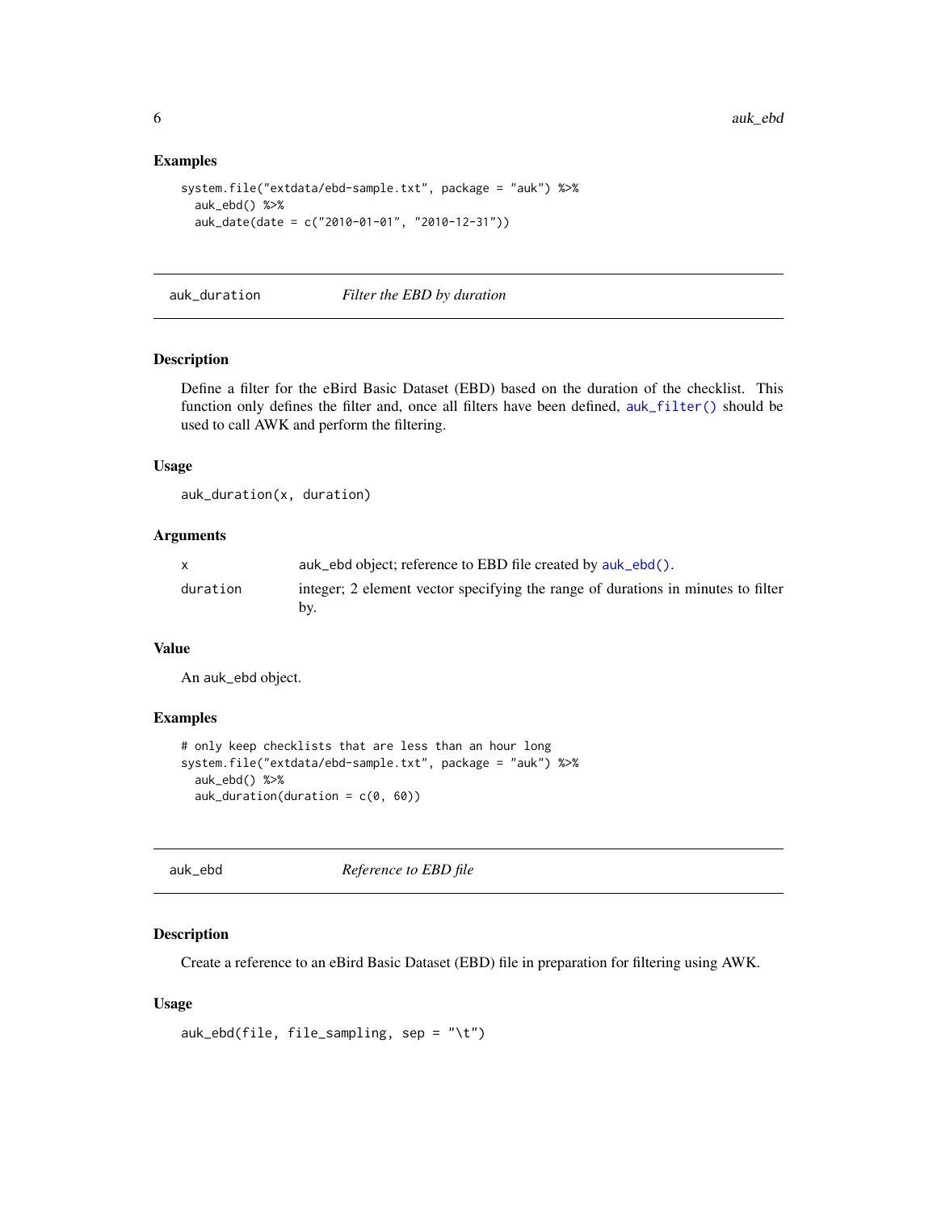### Examples

```
system.file("extdata/ebd-sample.txt", package = "auk") %>%
  auk_ebd() %>%
  auk_date(date = c("2010-01-01", "2010-12-31"))
```

---

## auk_duration &nbsp;&nbsp;&nbsp; *Filter the EBD by duration*

---

### Description

Define a filter for the eBird Basic Dataset (EBD) based on the duration of the checklist. This function only defines the filter and, once all filters have been defined, `auk_filter()` should be used to call AWK and perform the filtering.

### Usage

```
auk_duration(x, duration)
```

### Arguments

| | |
|---|---|
| x | auk_ebd object; reference to EBD file created by `auk_ebd()`. |
| duration | integer; 2 element vector specifying the range of durations in minutes to filter by. |

### Value

An auk_ebd object.

### Examples

```
# only keep checklists that are less than an hour long
system.file("extdata/ebd-sample.txt", package = "auk") %>%
  auk_ebd() %>%
  auk_duration(duration = c(0, 60))
```

---

## auk_ebd &nbsp;&nbsp;&nbsp; *Reference to EBD file*

---

### Description

Create a reference to an eBird Basic Dataset (EBD) file in preparation for filtering using AWK.

### Usage

```
auk_ebd(file, file_sampling, sep = "\t")
```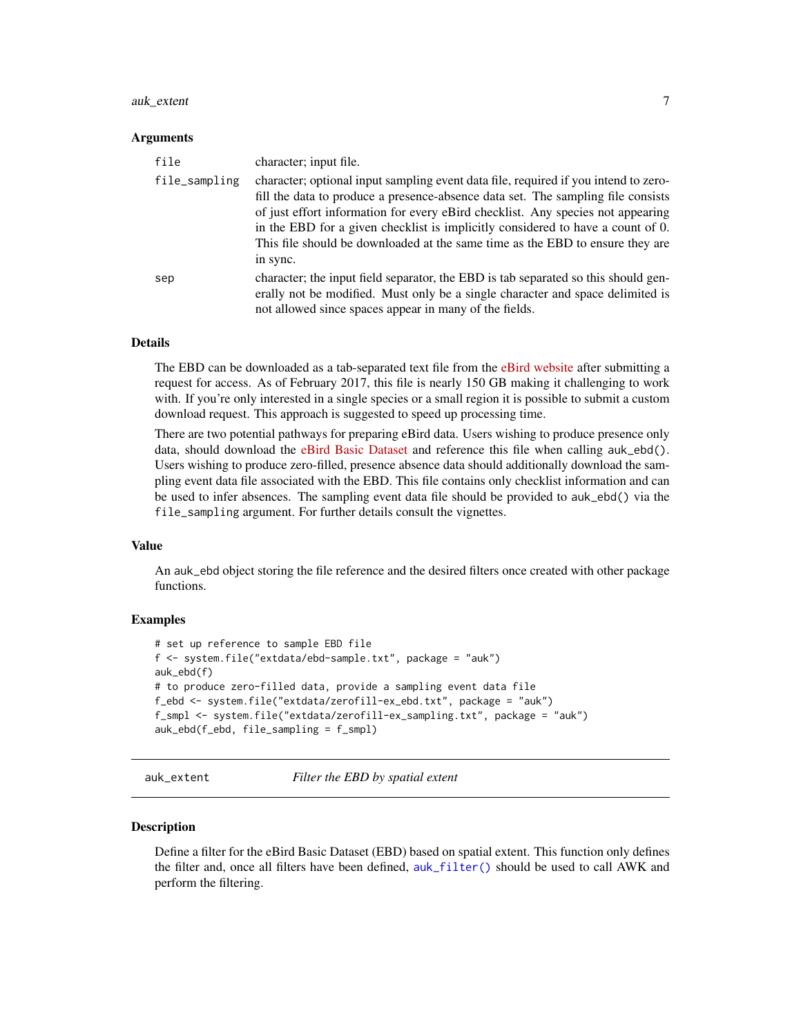### Arguments

| | |
|---|---|
| `file` | character; input file. |
| `file_sampling` | character; optional input sampling event data file, required if you intend to zero-fill the data to produce a presence-absence data set. The sampling file consists of just effort information for every eBird checklist. Any species not appearing in the EBD for a given checklist is implicitly considered to have a count of 0. This file should be downloaded at the same time as the EBD to ensure they are in sync. |
| `sep` | character; the input field separator, the EBD is tab separated so this should generally not be modified. Must only be a single character and space delimited is not allowed since spaces appear in many of the fields. |

### Details

The EBD can be downloaded as a tab-separated text file from the eBird website after submitting a request for access. As of February 2017, this file is nearly 150 GB making it challenging to work with. If you're only interested in a single species or a small region it is possible to submit a custom download request. This approach is suggested to speed up processing time.

There are two potential pathways for preparing eBird data. Users wishing to produce presence only data, should download the eBird Basic Dataset and reference this file when calling `auk_ebd()`. Users wishing to produce zero-filled, presence absence data should additionally download the sampling event data file associated with the EBD. This file contains only checklist information and can be used to infer absences. The sampling event data file should be provided to `auk_ebd()` via the `file_sampling` argument. For further details consult the vignettes.

### Value

An `auk_ebd` object storing the file reference and the desired filters once created with other package functions.

### Examples

```
# set up reference to sample EBD file
f <- system.file("extdata/ebd-sample.txt", package = "auk")
auk_ebd(f)
# to produce zero-filled data, provide a sampling event data file
f_ebd <- system.file("extdata/zerofill-ex_ebd.txt", package = "auk")
f_smpl <- system.file("extdata/zerofill-ex_sampling.txt", package = "auk")
auk_ebd(f_ebd, file_sampling = f_smpl)
```

---

## `auk_extent` — *Filter the EBD by spatial extent*

### Description

Define a filter for the eBird Basic Dataset (EBD) based on spatial extent. This function only defines the filter and, once all filters have been defined, `auk_filter()` should be used to call AWK and perform the filtering.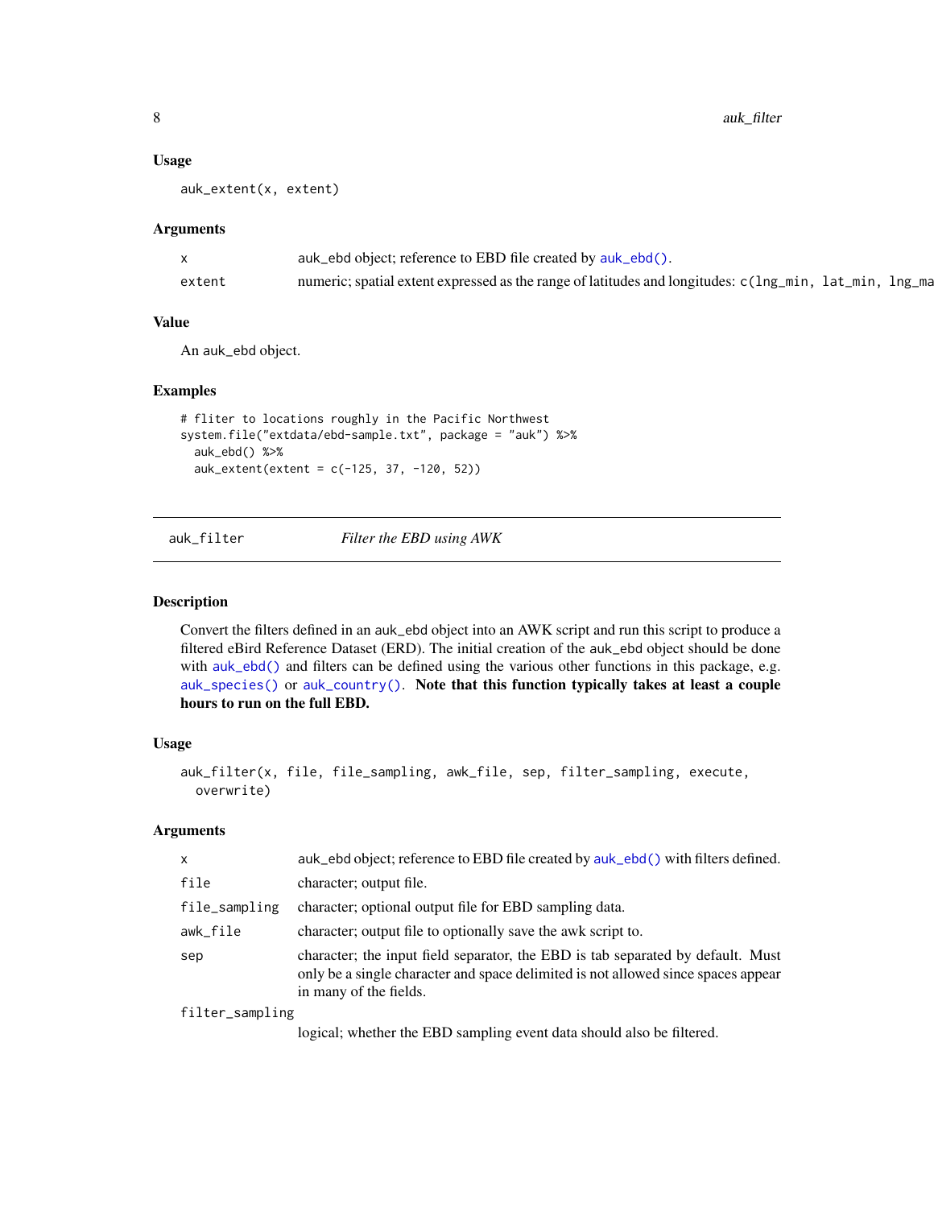### Usage

```
auk_extent(x, extent)
```

### Arguments

| | |
|---|---|
| x | auk_ebd object; reference to EBD file created by auk_ebd(). |
| extent | numeric; spatial extent expressed as the range of latitudes and longitudes: c(lng_min, lat_min, lng_ma |

### Value

An auk_ebd object.

### Examples

```
# fliter to locations roughly in the Pacific Northwest
system.file("extdata/ebd-sample.txt", package = "auk") %>%
  auk_ebd() %>%
  auk_extent(extent = c(-125, 37, -120, 52))
```

---

## auk_filter *Filter the EBD using AWK*

---

### Description

Convert the filters defined in an auk_ebd object into an AWK script and run this script to produce a filtered eBird Reference Dataset (ERD). The initial creation of the auk_ebd object should be done with auk_ebd() and filters can be defined using the various other functions in this package, e.g. auk_species() or auk_country(). **Note that this function typically takes at least a couple hours to run on the full EBD.**

### Usage

```
auk_filter(x, file, file_sampling, awk_file, sep, filter_sampling, execute,
  overwrite)
```

### Arguments

| | |
|---|---|
| x | auk_ebd object; reference to EBD file created by auk_ebd() with filters defined. |
| file | character; output file. |
| file_sampling | character; optional output file for EBD sampling data. |
| awk_file | character; output file to optionally save the awk script to. |
| sep | character; the input field separator, the EBD is tab separated by default. Must only be a single character and space delimited is not allowed since spaces appear in many of the fields. |
| filter_sampling | logical; whether the EBD sampling event data should also be filtered. |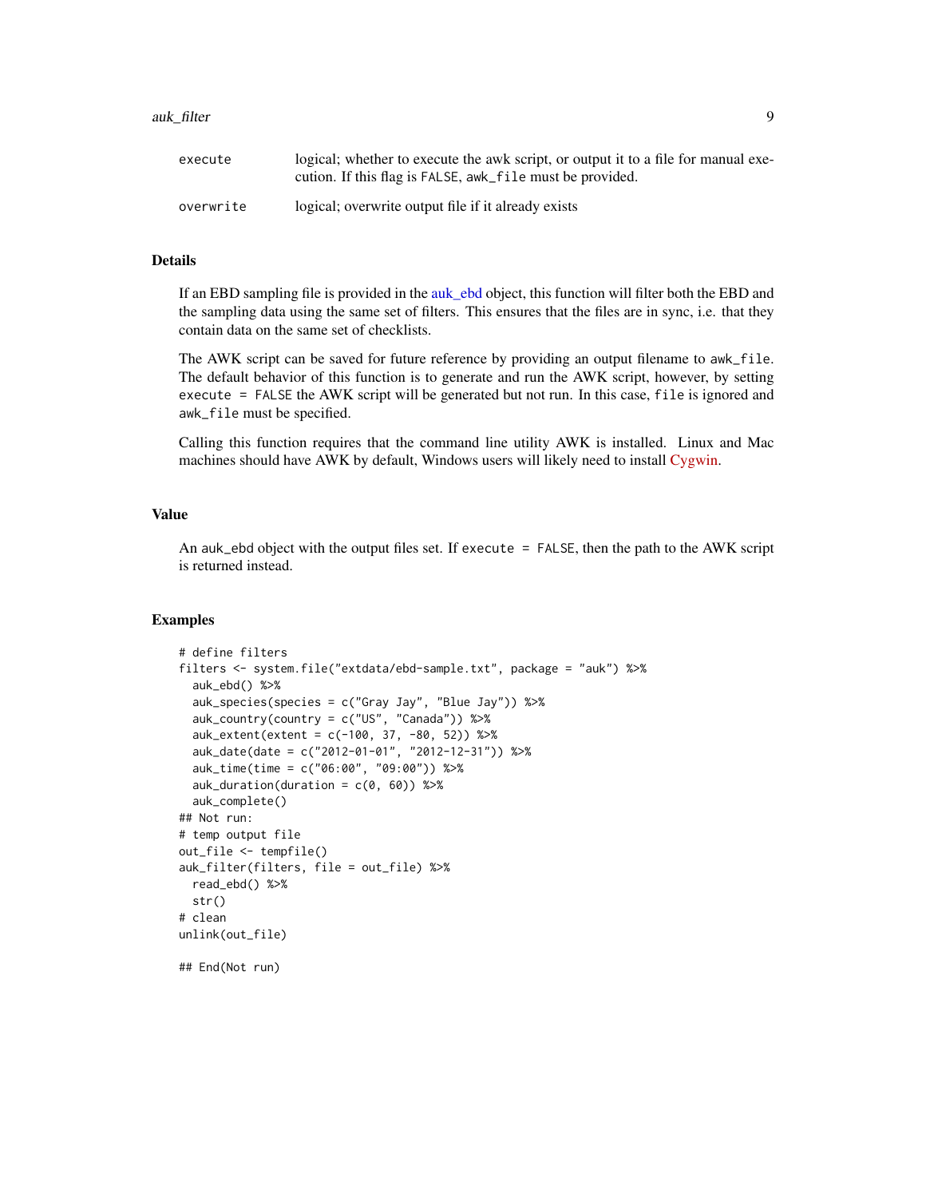| | |
|---|---|
| execute | logical; whether to execute the awk script, or output it to a file for manual execution. If this flag is FALSE, awk_file must be provided. |
| overwrite | logical; overwrite output file if it already exists |

## Details

If an EBD sampling file is provided in the auk_ebd object, this function will filter both the EBD and the sampling data using the same set of filters. This ensures that the files are in sync, i.e. that they contain data on the same set of checklists.

The AWK script can be saved for future reference by providing an output filename to awk_file. The default behavior of this function is to generate and run the AWK script, however, by setting execute = FALSE the AWK script will be generated but not run. In this case, file is ignored and awk_file must be specified.

Calling this function requires that the command line utility AWK is installed. Linux and Mac machines should have AWK by default, Windows users will likely need to install Cygwin.

## Value

An auk_ebd object with the output files set. If execute = FALSE, then the path to the AWK script is returned instead.

## Examples

```
# define filters
filters <- system.file("extdata/ebd-sample.txt", package = "auk") %>%
  auk_ebd() %>%
  auk_species(species = c("Gray Jay", "Blue Jay")) %>%
  auk_country(country = c("US", "Canada")) %>%
  auk_extent(extent = c(-100, 37, -80, 52)) %>%
  auk_date(date = c("2012-01-01", "2012-12-31")) %>%
  auk_time(time = c("06:00", "09:00")) %>%
  auk_duration(duration = c(0, 60)) %>%
  auk_complete()
## Not run:
# temp output file
out_file <- tempfile()
auk_filter(filters, file = out_file) %>%
  read_ebd() %>%
  str()
# clean
unlink(out_file)

## End(Not run)
```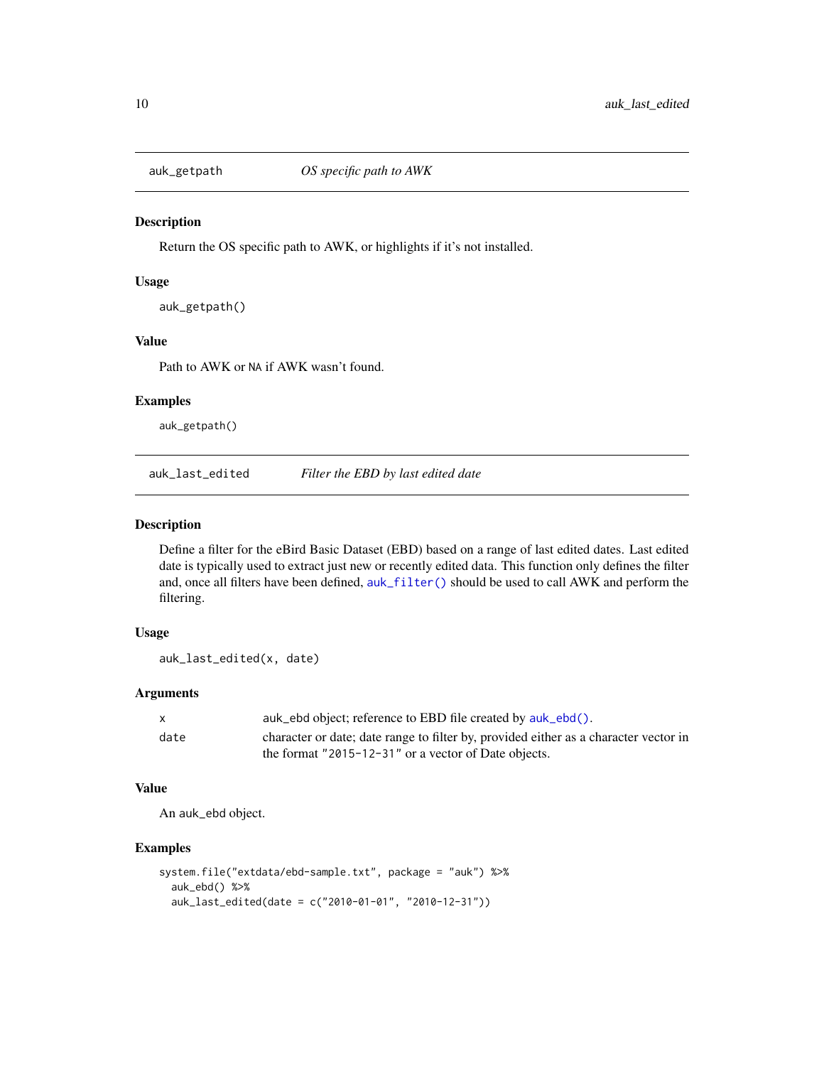## auk_getpath — *OS specific path to AWK*

### Description

Return the OS specific path to AWK, or highlights if it's not installed.

### Usage

```
auk_getpath()
```

### Value

Path to AWK or `NA` if AWK wasn't found.

### Examples

```
auk_getpath()
```

## auk_last_edited — *Filter the EBD by last edited date*

### Description

Define a filter for the eBird Basic Dataset (EBD) based on a range of last edited dates. Last edited date is typically used to extract just new or recently edited data. This function only defines the filter and, once all filters have been defined, `auk_filter()` should be used to call AWK and perform the filtering.

### Usage

```
auk_last_edited(x, date)
```

### Arguments

| | |
|---|---|
| `x` | auk_ebd object; reference to EBD file created by `auk_ebd()`. |
| `date` | character or date; date range to filter by, provided either as a character vector in the format `"2015-12-31"` or a vector of Date objects. |

### Value

An auk_ebd object.

### Examples

```
system.file("extdata/ebd-sample.txt", package = "auk") %>%
  auk_ebd() %>%
  auk_last_edited(date = c("2010-01-01", "2010-12-31"))
```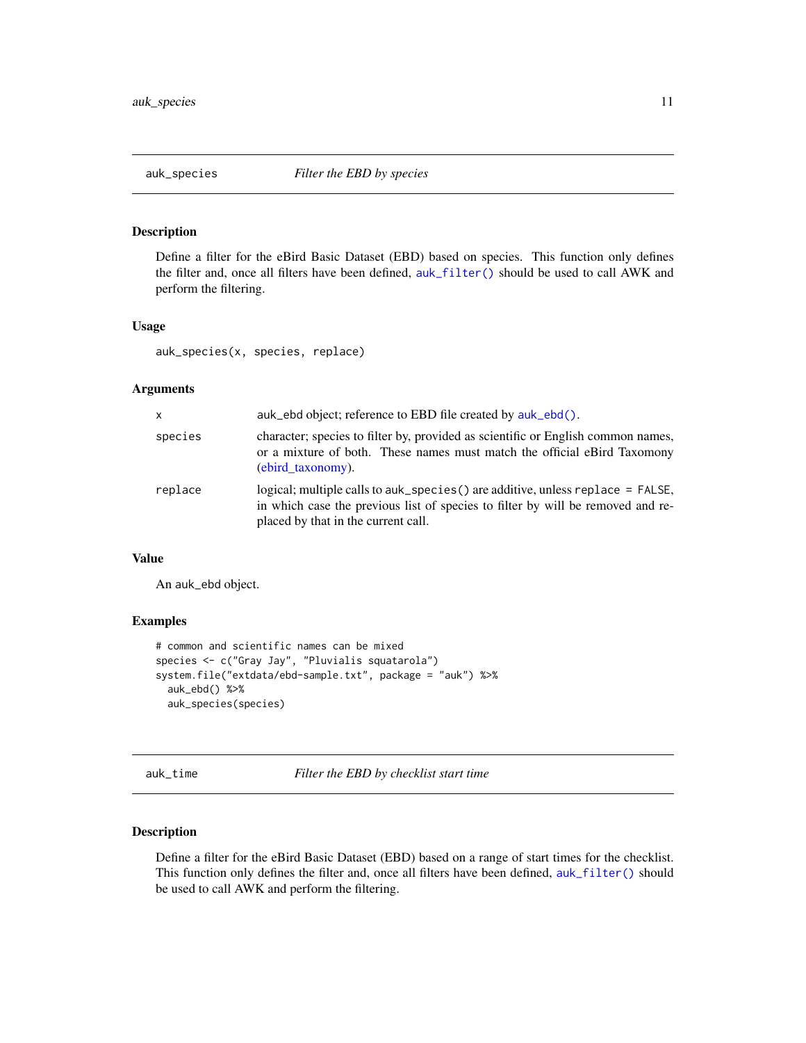## auk_species — *Filter the EBD by species*

### Description

Define a filter for the eBird Basic Dataset (EBD) based on species. This function only defines the filter and, once all filters have been defined, `auk_filter()` should be used to call AWK and perform the filtering.

### Usage

```
auk_species(x, species, replace)
```

### Arguments

| | |
|---|---|
| `x` | auk_ebd object; reference to EBD file created by `auk_ebd()`. |
| `species` | character; species to filter by, provided as scientific or English common names, or a mixture of both. These names must match the official eBird Taxomony (ebird_taxonomy). |
| `replace` | logical; multiple calls to `auk_species()` are additive, unless `replace = FALSE`, in which case the previous list of species to filter by will be removed and replaced by that in the current call. |

### Value

An auk_ebd object.

### Examples

```
# common and scientific names can be mixed
species <- c("Gray Jay", "Pluvialis squatarola")
system.file("extdata/ebd-sample.txt", package = "auk") %>%
  auk_ebd() %>%
  auk_species(species)
```

## auk_time — *Filter the EBD by checklist start time*

### Description

Define a filter for the eBird Basic Dataset (EBD) based on a range of start times for the checklist. This function only defines the filter and, once all filters have been defined, `auk_filter()` should be used to call AWK and perform the filtering.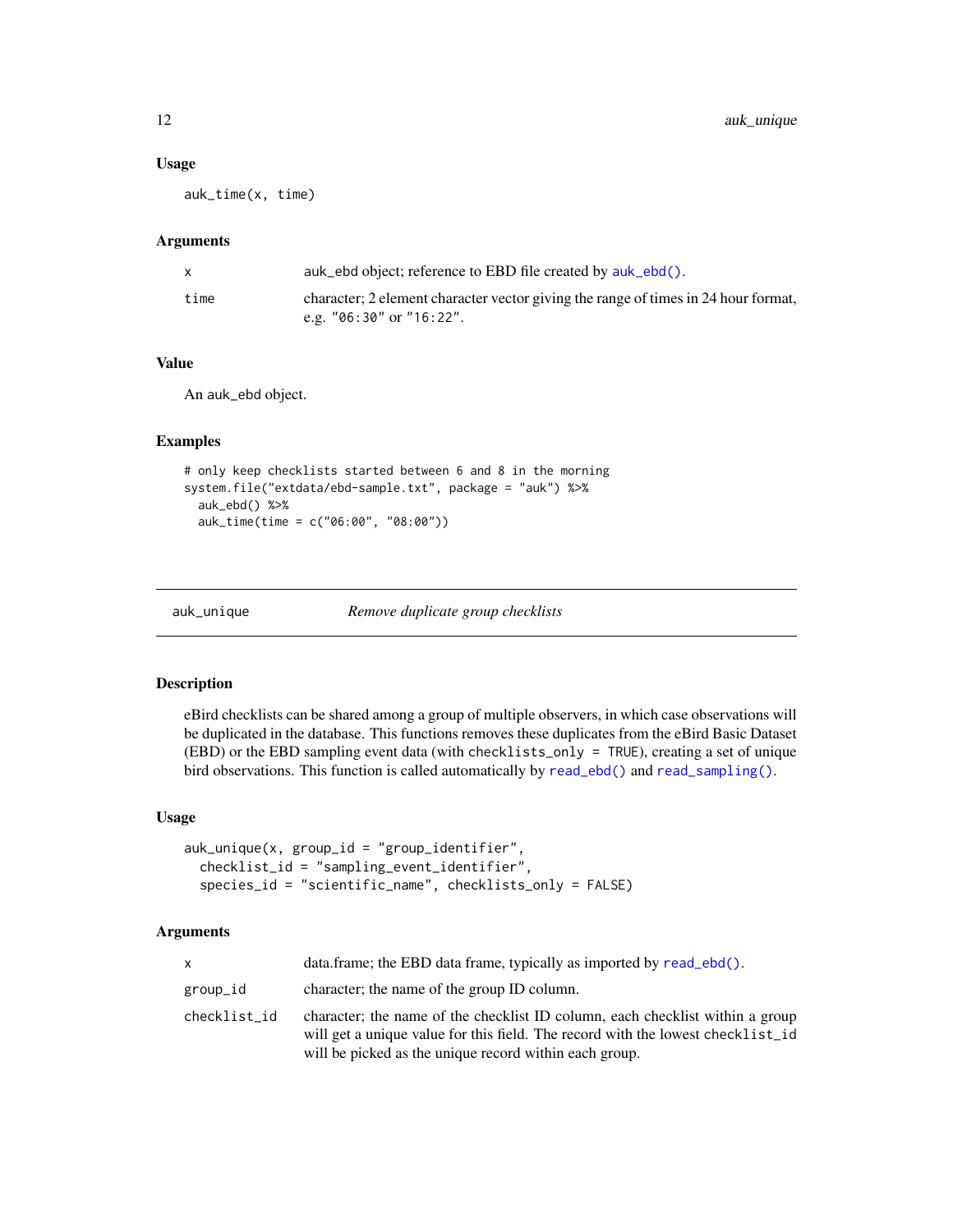### Usage

```
auk_time(x, time)
```

### Arguments

| | |
|---|---|
| x | auk_ebd object; reference to EBD file created by auk_ebd(). |
| time | character; 2 element character vector giving the range of times in 24 hour format, e.g. "06:30" or "16:22". |

### Value

An auk_ebd object.

### Examples

```
# only keep checklists started between 6 and 8 in the morning
system.file("extdata/ebd-sample.txt", package = "auk") %>%
  auk_ebd() %>%
  auk_time(time = c("06:00", "08:00"))
```

---

## auk_unique *Remove duplicate group checklists*

### Description

eBird checklists can be shared among a group of multiple observers, in which case observations will be duplicated in the database. This functions removes these duplicates from the eBird Basic Dataset (EBD) or the EBD sampling event data (with `checklists_only = TRUE`), creating a set of unique bird observations. This function is called automatically by read_ebd() and read_sampling().

### Usage

```
auk_unique(x, group_id = "group_identifier",
  checklist_id = "sampling_event_identifier",
  species_id = "scientific_name", checklists_only = FALSE)
```

### Arguments

| | |
|---|---|
| x | data.frame; the EBD data frame, typically as imported by read_ebd(). |
| group_id | character; the name of the group ID column. |
| checklist_id | character; the name of the checklist ID column, each checklist within a group will get a unique value for this field. The record with the lowest `checklist_id` will be picked as the unique record within each group. |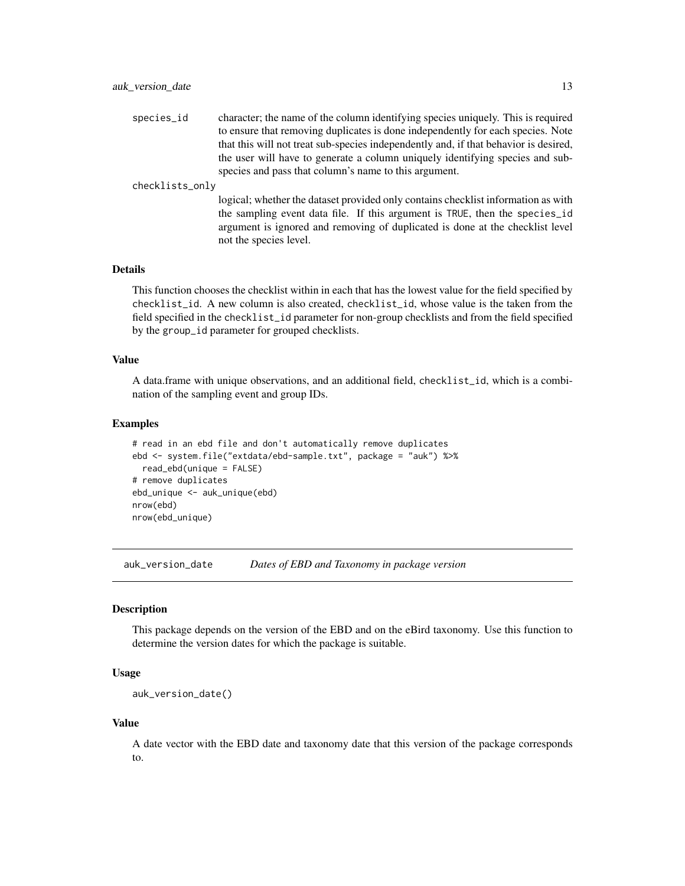species_id
: character; the name of the column identifying species uniquely. This is required to ensure that removing duplicates is done independently for each species. Note that this will not treat sub-species independently and, if that behavior is desired, the user will have to generate a column uniquely identifying species and subspecies and pass that column's name to this argument.

checklists_only
: logical; whether the dataset provided only contains checklist information as with the sampling event data file. If this argument is TRUE, then the species_id argument is ignored and removing of duplicated is done at the checklist level not the species level.

### Details

This function chooses the checklist within in each that has the lowest value for the field specified by checklist_id. A new column is also created, checklist_id, whose value is the taken from the field specified in the checklist_id parameter for non-group checklists and from the field specified by the group_id parameter for grouped checklists.

### Value

A data.frame with unique observations, and an additional field, checklist_id, which is a combination of the sampling event and group IDs.

### Examples

```
# read in an ebd file and don't automatically remove duplicates
ebd <- system.file("extdata/ebd-sample.txt", package = "auk") %>%
  read_ebd(unique = FALSE)
# remove duplicates
ebd_unique <- auk_unique(ebd)
nrow(ebd)
nrow(ebd_unique)
```

---

## auk_version_date    *Dates of EBD and Taxonomy in package version*

### Description

This package depends on the version of the EBD and on the eBird taxonomy. Use this function to determine the version dates for which the package is suitable.

### Usage

```
auk_version_date()
```

### Value

A date vector with the EBD date and taxonomy date that this version of the package corresponds to.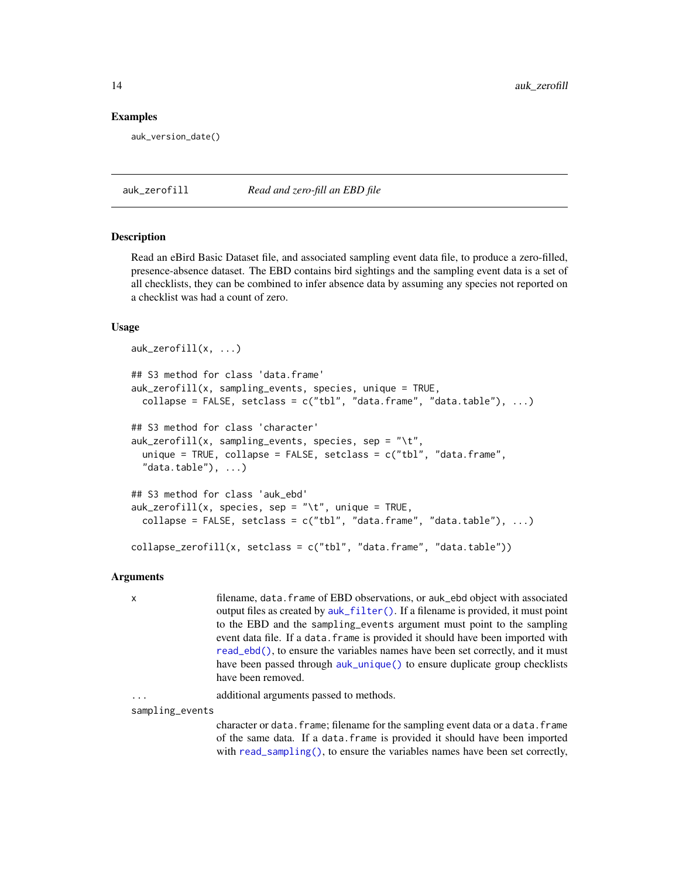### Examples

```
auk_version_date()
```

---

## auk_zerofill — *Read and zero-fill an EBD file*

### Description

Read an eBird Basic Dataset file, and associated sampling event data file, to produce a zero-filled, presence-absence dataset. The EBD contains bird sightings and the sampling event data is a set of all checklists, they can be combined to infer absence data by assuming any species not reported on a checklist was had a count of zero.

### Usage

```
auk_zerofill(x, ...)

## S3 method for class 'data.frame'
auk_zerofill(x, sampling_events, species, unique = TRUE,
  collapse = FALSE, setclass = c("tbl", "data.frame", "data.table"), ...)

## S3 method for class 'character'
auk_zerofill(x, sampling_events, species, sep = "\t",
  unique = TRUE, collapse = FALSE, setclass = c("tbl", "data.frame",
  "data.table"), ...)

## S3 method for class 'auk_ebd'
auk_zerofill(x, species, sep = "\t", unique = TRUE,
  collapse = FALSE, setclass = c("tbl", "data.frame", "data.table"), ...)

collapse_zerofill(x, setclass = c("tbl", "data.frame", "data.table"))
```

### Arguments

| | |
|---|---|
| `x` | filename, `data.frame` of EBD observations, or `auk_ebd` object with associated output files as created by `auk_filter()`. If a filename is provided, it must point to the EBD and the `sampling_events` argument must point to the sampling event data file. If a `data.frame` is provided it should have been imported with `read_ebd()`, to ensure the variables names have been set correctly, and it must have been passed through `auk_unique()` to ensure duplicate group checklists have been removed. |
| `...` | additional arguments passed to methods. |
| `sampling_events` | character or `data.frame`; filename for the sampling event data or a `data.frame` of the same data. If a `data.frame` is provided it should have been imported with `read_sampling()`, to ensure the variables names have been set correctly, |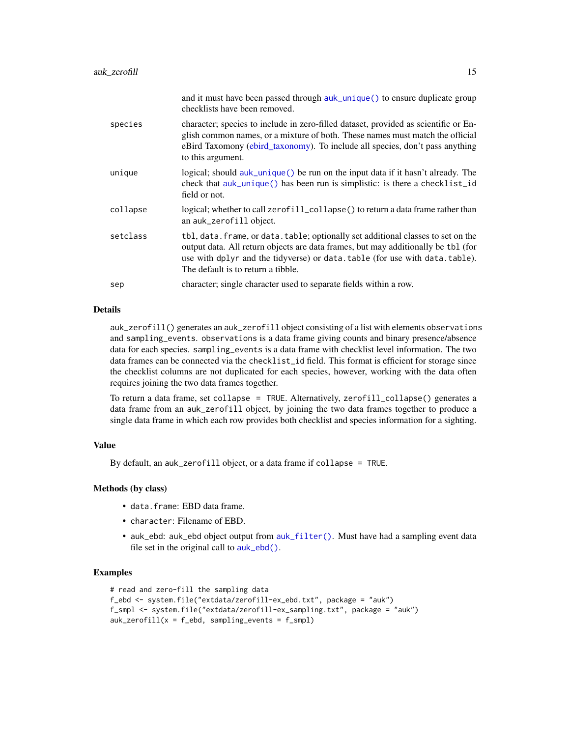| | |
|---|---|
| | and it must have been passed through auk_unique() to ensure duplicate group checklists have been removed. |
| species | character; species to include in zero-filled dataset, provided as scientific or English common names, or a mixture of both. These names must match the official eBird Taxomony (ebird_taxonomy). To include all species, don't pass anything to this argument. |
| unique | logical; should auk_unique() be run on the input data if it hasn't already. The check that auk_unique() has been run is simplistic: is there a checklist_id field or not. |
| collapse | logical; whether to call zerofill_collapse() to return a data frame rather than an auk_zerofill object. |
| setclass | tbl, data.frame, or data.table; optionally set additional classes to set on the output data. All return objects are data frames, but may additionally be tbl (for use with dplyr and the tidyverse) or data.table (for use with data.table). The default is to return a tibble. |
| sep | character; single character used to separate fields within a row. |

### Details

auk_zerofill() generates an auk_zerofill object consisting of a list with elements observations and sampling_events. observations is a data frame giving counts and binary presence/absence data for each species. sampling_events is a data frame with checklist level information. The two data frames can be connected via the checklist_id field. This format is efficient for storage since the checklist columns are not duplicated for each species, however, working with the data often requires joining the two data frames together.

To return a data frame, set collapse = TRUE. Alternatively, zerofill_collapse() generates a data frame from an auk_zerofill object, by joining the two data frames together to produce a single data frame in which each row provides both checklist and species information for a sighting.

### Value

By default, an auk_zerofill object, or a data frame if collapse = TRUE.

### Methods (by class)

- data.frame: EBD data frame.
- character: Filename of EBD.
- auk_ebd: auk_ebd object output from auk_filter(). Must have had a sampling event data file set in the original call to auk_ebd().

### Examples

```
# read and zero-fill the sampling data
f_ebd <- system.file("extdata/zerofill-ex_ebd.txt", package = "auk")
f_smpl <- system.file("extdata/zerofill-ex_sampling.txt", package = "auk")
auk_zerofill(x = f_ebd, sampling_events = f_smpl)
```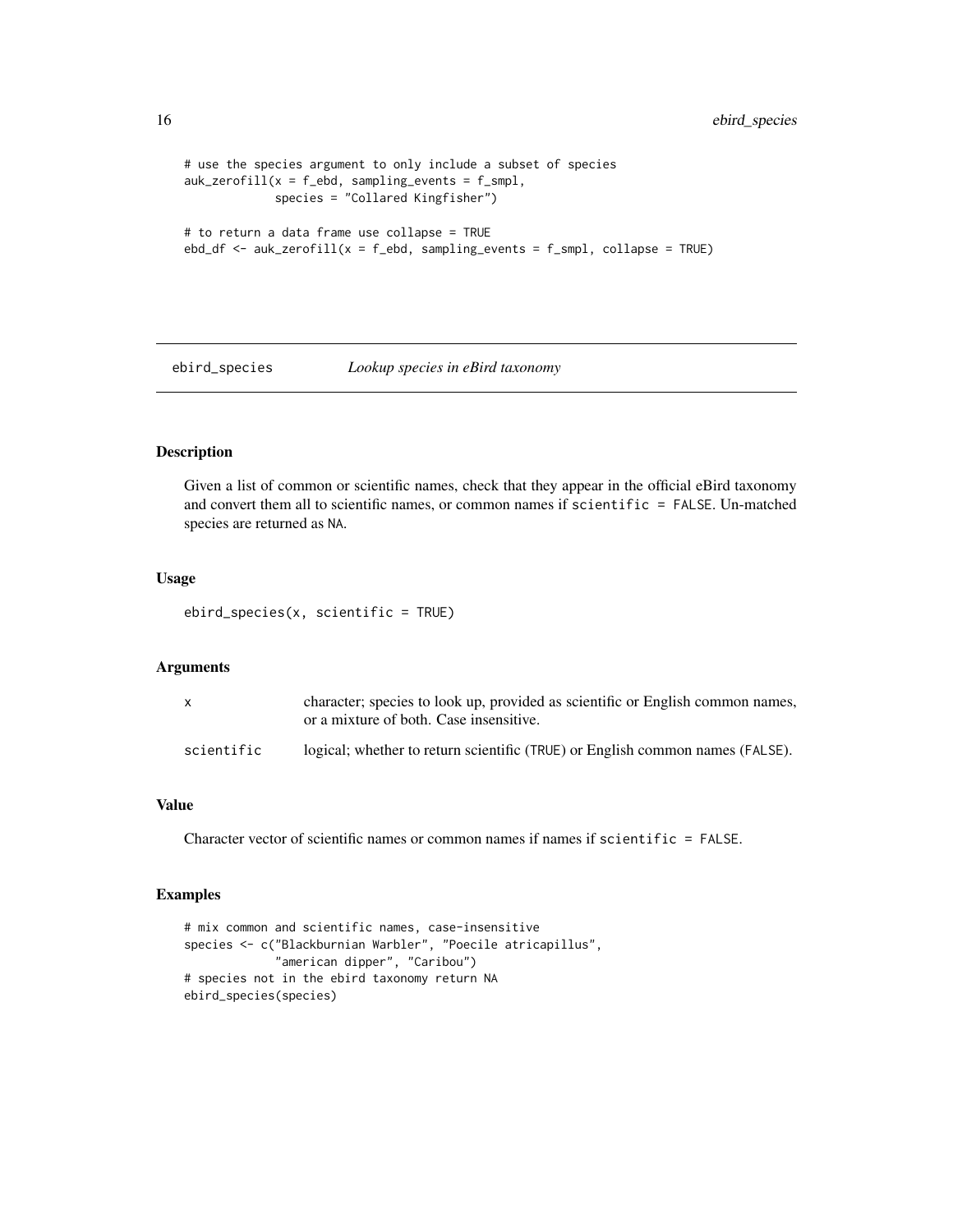```
# use the species argument to only include a subset of species
auk_zerofill(x = f_ebd, sampling_events = f_smpl,
             species = "Collared Kingfisher")

# to return a data frame use collapse = TRUE
ebd_df <- auk_zerofill(x = f_ebd, sampling_events = f_smpl, collapse = TRUE)
```

## ebird_species — *Lookup species in eBird taxonomy*

### Description

Given a list of common or scientific names, check that they appear in the official eBird taxonomy and convert them all to scientific names, or common names if `scientific = FALSE`. Un-matched species are returned as `NA`.

### Usage

```
ebird_species(x, scientific = TRUE)
```

### Arguments

| | |
|---|---|
| `x` | character; species to look up, provided as scientific or English common names, or a mixture of both. Case insensitive. |
| `scientific` | logical; whether to return scientific (`TRUE`) or English common names (`FALSE`). |

### Value

Character vector of scientific names or common names if names if `scientific = FALSE`.

### Examples

```
# mix common and scientific names, case-insensitive
species <- c("Blackburnian Warbler", "Poecile atricapillus",
             "american dipper", "Caribou")
# species not in the ebird taxonomy return NA
ebird_species(species)
```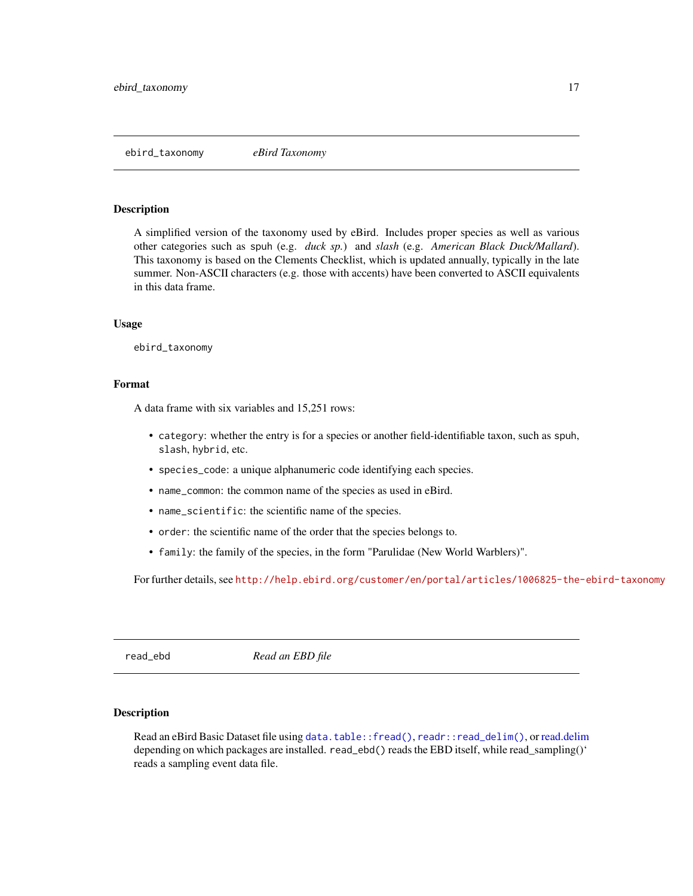## ebird_taxonomy — *eBird Taxonomy*

### Description

A simplified version of the taxonomy used by eBird. Includes proper species as well as various other categories such as `spuh` (e.g. *duck sp.*) and *slash* (e.g. *American Black Duck/Mallard*). This taxonomy is based on the Clements Checklist, which is updated annually, typically in the late summer. Non-ASCII characters (e.g. those with accents) have been converted to ASCII equivalents in this data frame.

### Usage

```
ebird_taxonomy
```

### Format

A data frame with six variables and 15,251 rows:

- `category`: whether the entry is for a species or another field-identifiable taxon, such as `spuh`, `slash`, `hybrid`, etc.
- `species_code`: a unique alphanumeric code identifying each species.
- `name_common`: the common name of the species as used in eBird.
- `name_scientific`: the scientific name of the species.
- `order`: the scientific name of the order that the species belongs to.
- `family`: the family of the species, in the form "Parulidae (New World Warblers)".

For further details, see http://help.ebird.org/customer/en/portal/articles/1006825-the-ebird-taxonomy

## read_ebd — *Read an EBD file*

### Description

Read an eBird Basic Dataset file using `data.table::fread()`, `readr::read_delim()`, or read.delim depending on which packages are installed. `read_ebd()` reads the EBD itself, while read_sampling()‘ reads a sampling event data file.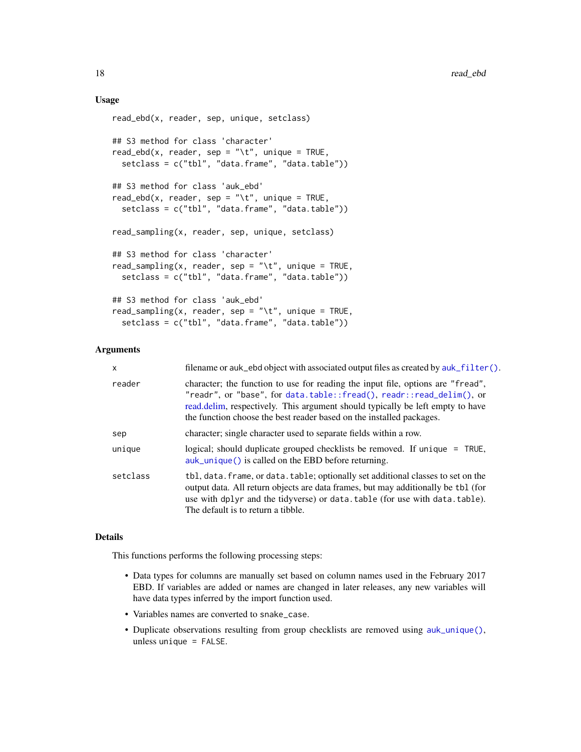## Usage

```
read_ebd(x, reader, sep, unique, setclass)

## S3 method for class 'character'
read_ebd(x, reader, sep = "\t", unique = TRUE,
  setclass = c("tbl", "data.frame", "data.table"))

## S3 method for class 'auk_ebd'
read_ebd(x, reader, sep = "\t", unique = TRUE,
  setclass = c("tbl", "data.frame", "data.table"))

read_sampling(x, reader, sep, unique, setclass)

## S3 method for class 'character'
read_sampling(x, reader, sep = "\t", unique = TRUE,
  setclass = c("tbl", "data.frame", "data.table"))

## S3 method for class 'auk_ebd'
read_sampling(x, reader, sep = "\t", unique = TRUE,
  setclass = c("tbl", "data.frame", "data.table"))
```

## Arguments

| | |
|---|---|
| `x` | filename or auk_ebd object with associated output files as created by `auk_filter()`. |
| `reader` | character; the function to use for reading the input file, options are "fread", "readr", or "base", for `data.table::fread()`, `readr::read_delim()`, or read.delim, respectively. This argument should typically be left empty to have the function choose the best reader based on the installed packages. |
| `sep` | character; single character used to separate fields within a row. |
| `unique` | logical; should duplicate grouped checklists be removed. If `unique = TRUE`, `auk_unique()` is called on the EBD before returning. |
| `setclass` | `tbl`, `data.frame`, or `data.table`; optionally set additional classes to set on the output data. All return objects are data frames, but may additionally be `tbl` (for use with `dplyr` and the tidyverse) or `data.table` (for use with `data.table`). The default is to return a tibble. |

## Details

This functions performs the following processing steps:

- Data types for columns are manually set based on column names used in the February 2017 EBD. If variables are added or names are changed in later releases, any new variables will have data types inferred by the import function used.
- Variables names are converted to `snake_case`.
- Duplicate observations resulting from group checklists are removed using `auk_unique()`, unless `unique = FALSE`.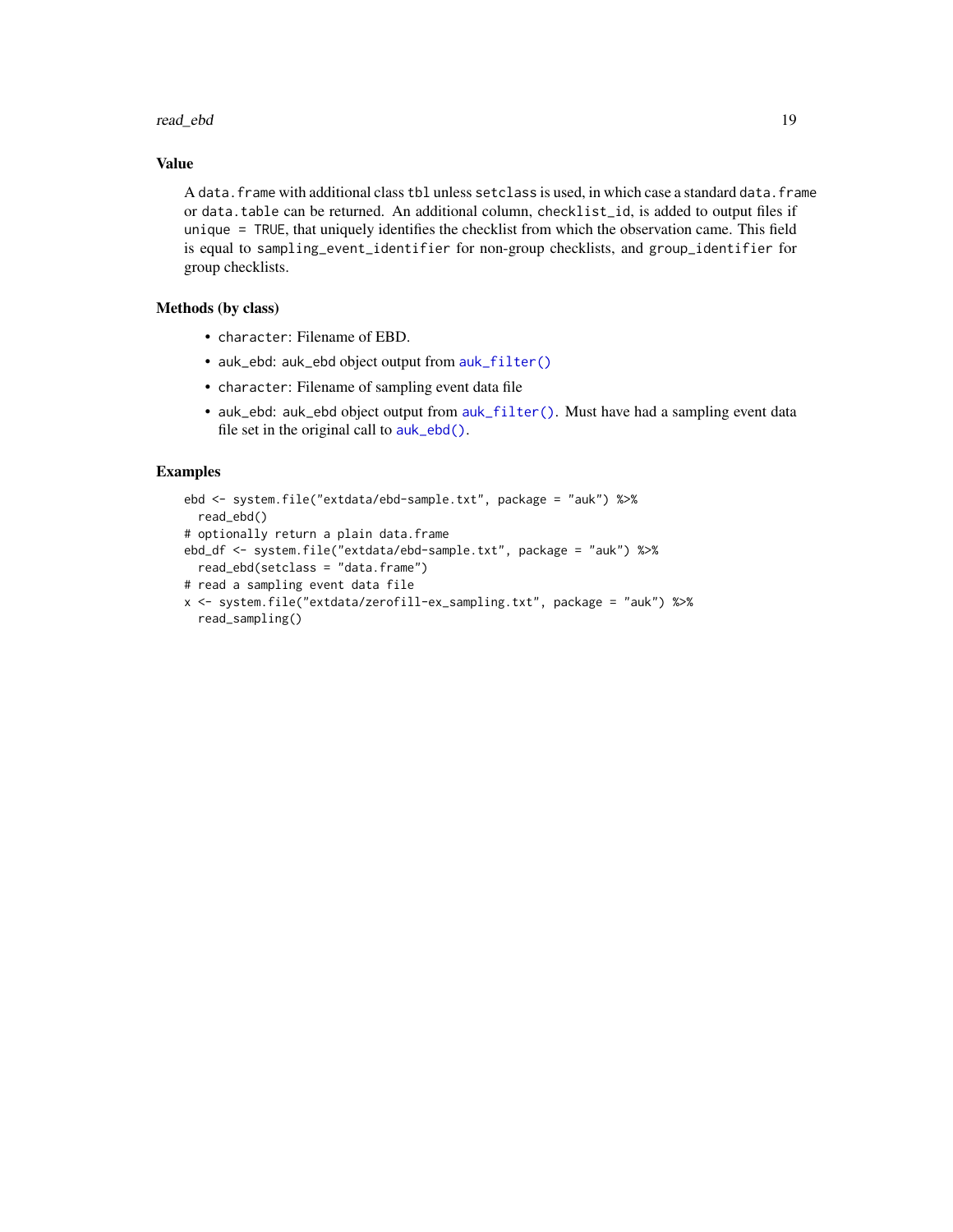## Value

A `data.frame` with additional class `tbl` unless `setclass` is used, in which case a standard `data.frame` or `data.table` can be returned. An additional column, `checklist_id`, is added to output files if `unique = TRUE`, that uniquely identifies the checklist from which the observation came. This field is equal to `sampling_event_identifier` for non-group checklists, and `group_identifier` for group checklists.

## Methods (by class)

- `character`: Filename of EBD.
- `auk_ebd`: auk_ebd object output from `auk_filter()`
- `character`: Filename of sampling event data file
- `auk_ebd`: auk_ebd object output from `auk_filter()`. Must have had a sampling event data file set in the original call to `auk_ebd()`.

## Examples

```
ebd <- system.file("extdata/ebd-sample.txt", package = "auk") %>%
  read_ebd()
# optionally return a plain data.frame
ebd_df <- system.file("extdata/ebd-sample.txt", package = "auk") %>%
  read_ebd(setclass = "data.frame")
# read a sampling event data file
x <- system.file("extdata/zerofill-ex_sampling.txt", package = "auk") %>%
  read_sampling()
```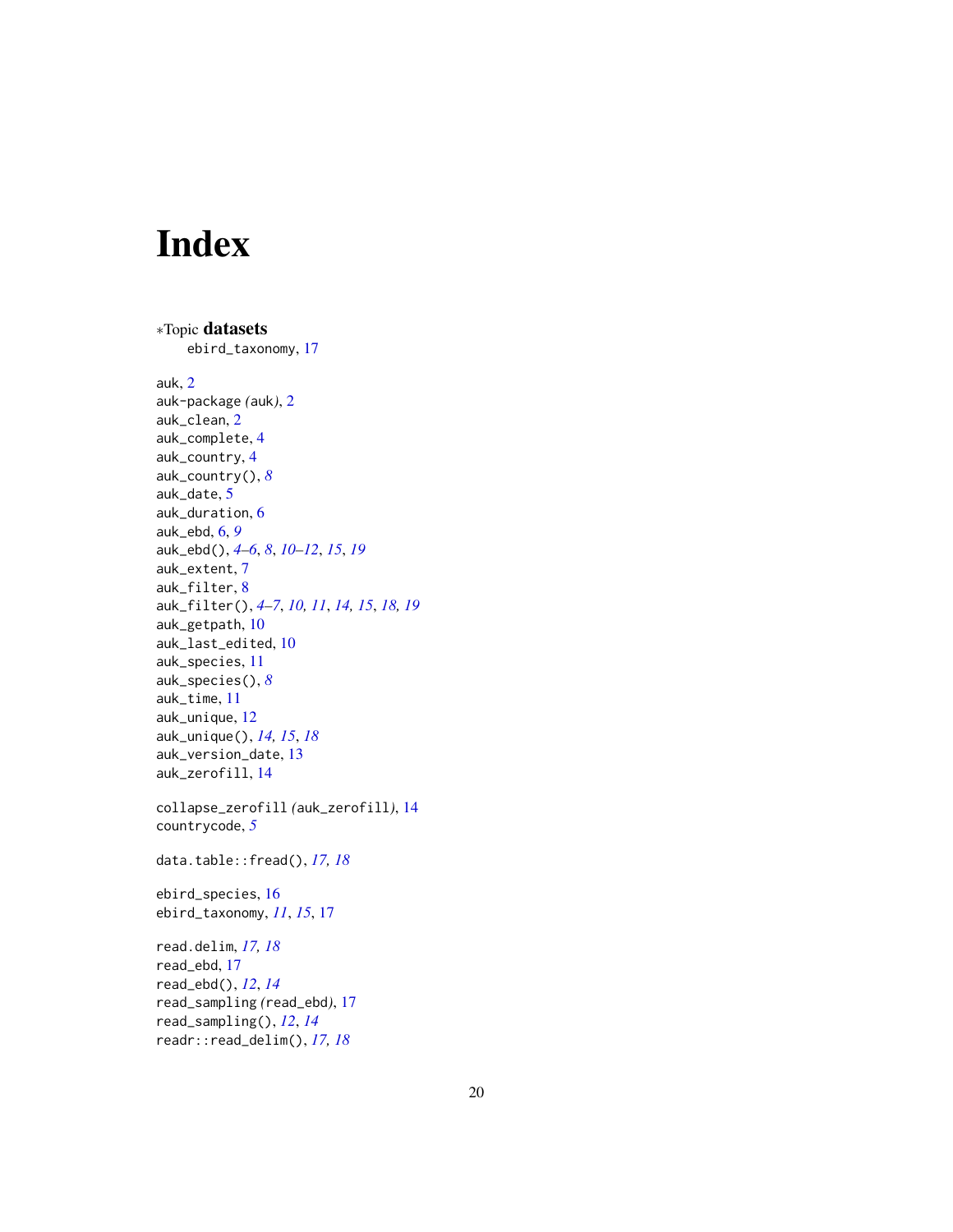# Index

*Topic **datasets**

ebird_taxonomy, 17

auk, 2
auk-package *(*auk*)*, 2
auk_clean, 2
auk_complete, 4
auk_country, 4
auk_country(), *8*
auk_date, 5
auk_duration, 6
auk_ebd, 6, *9*
auk_ebd(), *4–6*, *8*, *10–12*, *15*, *19*
auk_extent, 7
auk_filter, 8
auk_filter(), *4–7*, *10, 11*, *14, 15*, *18, 19*
auk_getpath, 10
auk_last_edited, 10
auk_species, 11
auk_species(), *8*
auk_time, 11
auk_unique, 12
auk_unique(), *14, 15*, *18*
auk_version_date, 13
auk_zerofill, 14

collapse_zerofill *(*auk_zerofill*)*, 14
countrycode, *5*

data.table::fread(), *17, 18*

ebird_species, 16
ebird_taxonomy, *11*, *15*, 17

read.delim, *17, 18*
read_ebd, 17
read_ebd(), *12*, *14*
read_sampling *(*read_ebd*)*, 17
read_sampling(), *12*, *14*
readr::read_delim(), *17, 18*